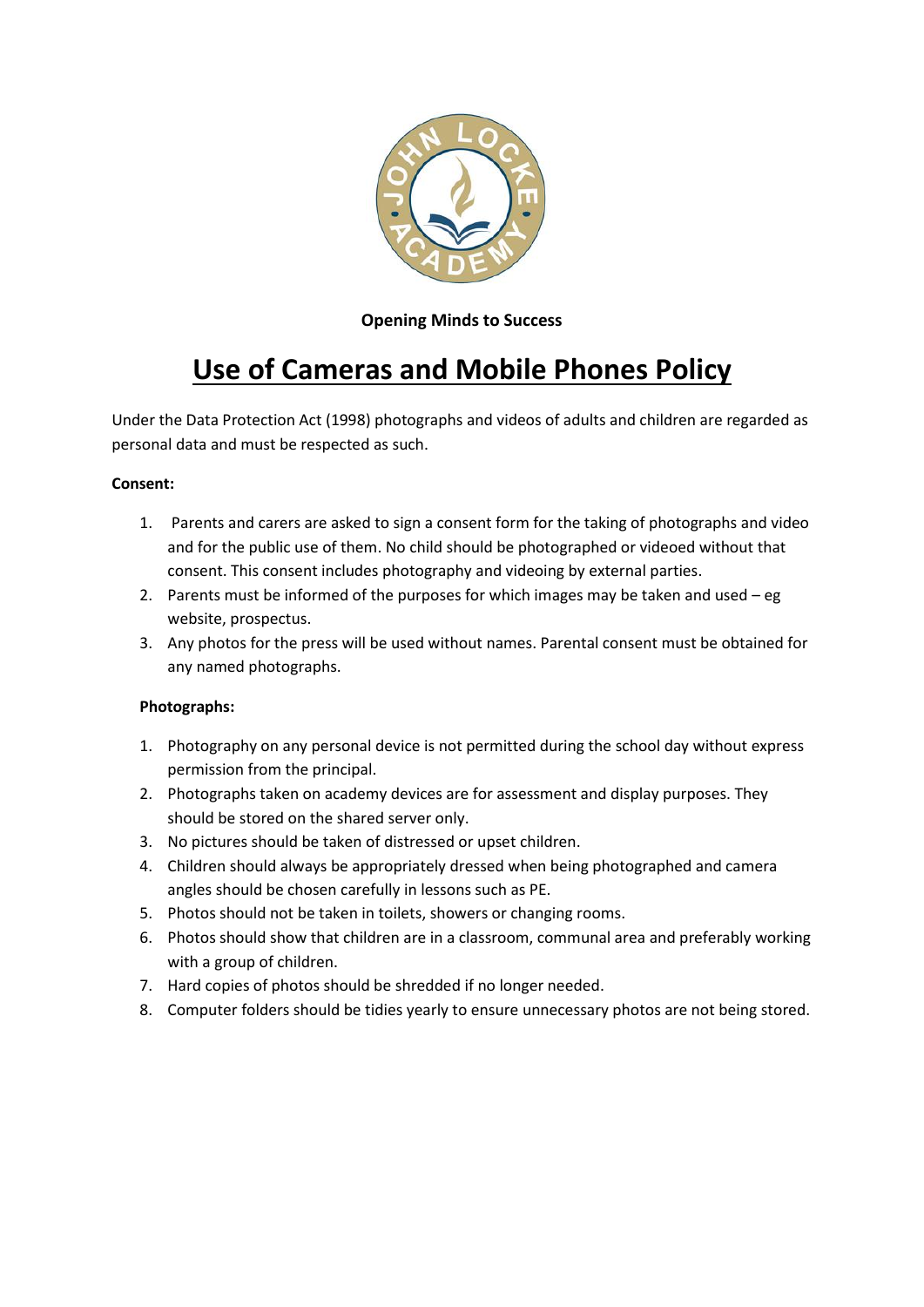**Opening Minds to Success**

# Use of Cameras and Mobile Phones Policy

Under the Data Protection Act (1998) photographs and videos of adults and children are regarded as personal data and must be respected as such.

**Consent:**

1. Parents and carers are asked to sign a consent form for the taking of photographs and video and for the public use of them. No child should be photographed or videoed without that consent. This consent includes photography and videoing by external parties.
2. Parents must be informed of the purposes for which images may be taken and used – eg website, prospectus.
3. Any photos for the press will be used without names. Parental consent must be obtained for any named photographs.

**Photographs:**

1. Photography on any personal device is not permitted during the school day without express permission from the principal.
2. Photographs taken on academy devices are for assessment and display purposes. They should be stored on the shared server only.
3. No pictures should be taken of distressed or upset children.
4. Children should always be appropriately dressed when being photographed and camera angles should be chosen carefully in lessons such as PE.
5. Photos should not be taken in toilets, showers or changing rooms.
6. Photos should show that children are in a classroom, communal area and preferably working with a group of children.
7. Hard copies of photos should be shredded if no longer needed.
8. Computer folders should be tidies yearly to ensure unnecessary photos are not being stored.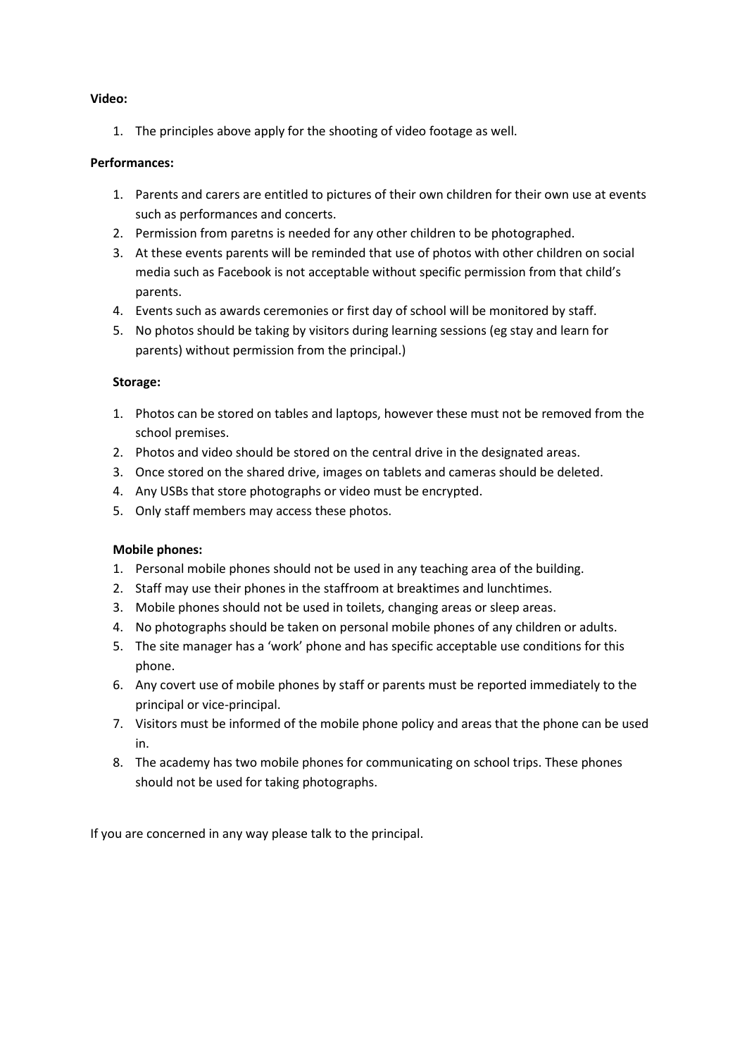**Video:**

1. The principles above apply for the shooting of video footage as well.

**Performances:**

1. Parents and carers are entitled to pictures of their own children for their own use at events such as performances and concerts.
2. Permission from paretns is needed for any other children to be photographed.
3. At these events parents will be reminded that use of photos with other children on social media such as Facebook is not acceptable without specific permission from that child's parents.
4. Events such as awards ceremonies or first day of school will be monitored by staff.
5. No photos should be taking by visitors during learning sessions (eg stay and learn for parents) without permission from the principal.)

**Storage:**

1. Photos can be stored on tables and laptops, however these must not be removed from the school premises.
2. Photos and video should be stored on the central drive in the designated areas.
3. Once stored on the shared drive, images on tablets and cameras should be deleted.
4. Any USBs that store photographs or video must be encrypted.
5. Only staff members may access these photos.

**Mobile phones:**

1. Personal mobile phones should not be used in any teaching area of the building.
2. Staff may use their phones in the staffroom at breaktimes and lunchtimes.
3. Mobile phones should not be used in toilets, changing areas or sleep areas.
4. No photographs should be taken on personal mobile phones of any children or adults.
5. The site manager has a 'work' phone and has specific acceptable use conditions for this phone.
6. Any covert use of mobile phones by staff or parents must be reported immediately to the principal or vice-principal.
7. Visitors must be informed of the mobile phone policy and areas that the phone can be used in.
8. The academy has two mobile phones for communicating on school trips. These phones should not be used for taking photographs.

If you are concerned in any way please talk to the principal.